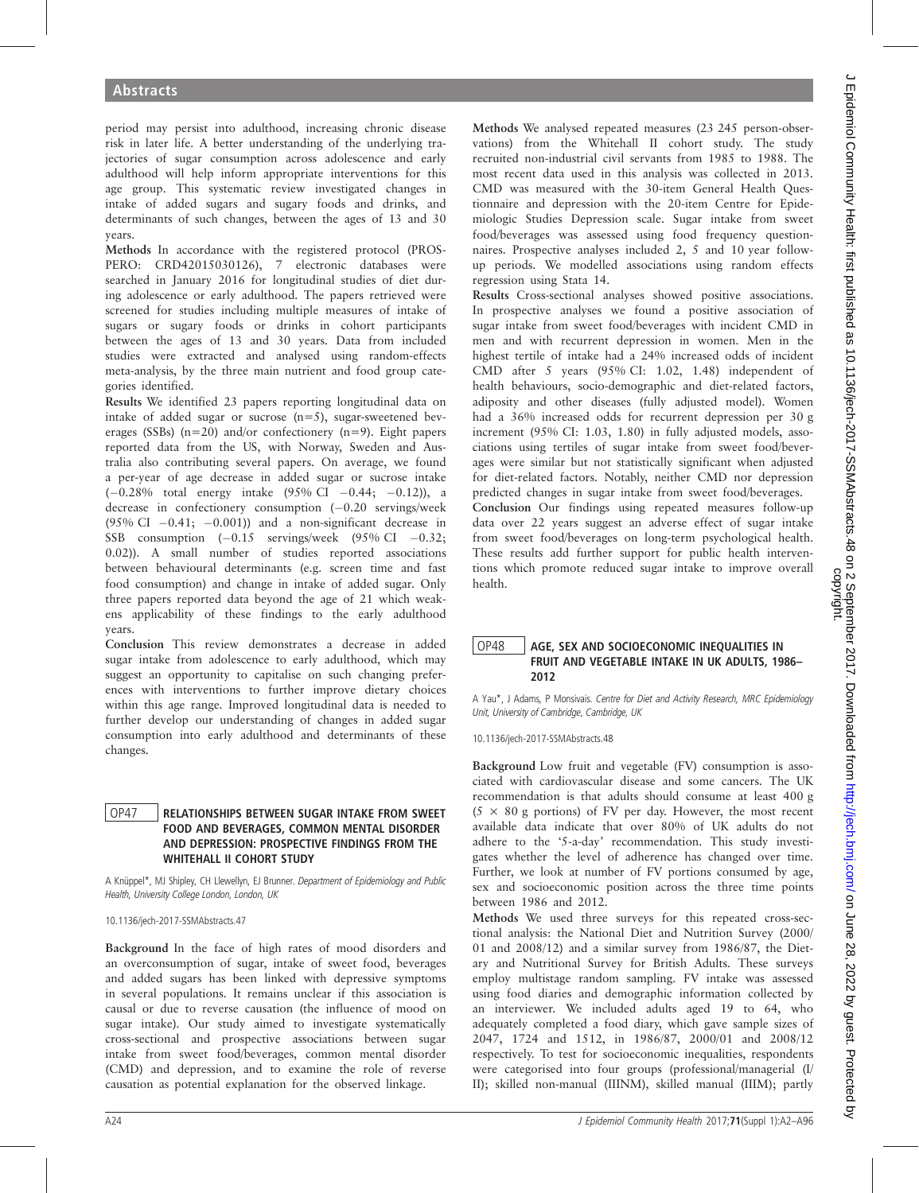period may persist into adulthood, increasing chronic disease risk in later life. A better understanding of the underlying trajectories of sugar consumption across adolescence and early adulthood will help inform appropriate interventions for this age group. This systematic review investigated changes in intake of added sugars and sugary foods and drinks, and determinants of such changes, between the ages of 13 and 30 years.

**Methods** In accordance with the registered protocol (PROSPERO: CRD42015030126), 7 electronic databases were searched in January 2016 for longitudinal studies of diet during adolescence or early adulthood. The papers retrieved were screened for studies including multiple measures of intake of sugars or sugary foods or drinks in cohort participants between the ages of 13 and 30 years. Data from included studies were extracted and analysed using random-effects meta-analysis, by the three main nutrient and food group categories identified.

**Results** We identified 23 papers reporting longitudinal data on intake of added sugar or sucrose (n=5), sugar-sweetened beverages (SSBs) (n=20) and/or confectionery (n=9). Eight papers reported data from the US, with Norway, Sweden and Australia also contributing several papers. On average, we found a per-year of age decrease in added sugar or sucrose intake (−0.28% total energy intake (95% CI −0.44; −0.12)), a decrease in confectionery consumption (−0.20 servings/week (95% CI −0.41; −0.001)) and a non-significant decrease in SSB consumption (−0.15 servings/week (95% CI −0.32; 0.02)). A small number of studies reported associations between behavioural determinants (e.g. screen time and fast food consumption) and change in intake of added sugar. Only three papers reported data beyond the age of 21 which weakens applicability of these findings to the early adulthood years.

**Conclusion** This review demonstrates a decrease in added sugar intake from adolescence to early adulthood, which may suggest an opportunity to capitalise on such changing preferences with interventions to further improve dietary choices within this age range. Improved longitudinal data is needed to further develop our understanding of changes in added sugar consumption into early adulthood and determinants of these changes.

## OP47 RELATIONSHIPS BETWEEN SUGAR INTAKE FROM SWEET FOOD AND BEVERAGES, COMMON MENTAL DISORDER AND DEPRESSION: PROSPECTIVE FINDINGS FROM THE WHITEHALL II COHORT STUDY

A Knüppel*, MJ Shipley, CH Llewellyn, EJ Brunner. *Department of Epidemiology and Public Health, University College London, London, UK*

10.1136/jech-2017-SSMAbstracts.47

**Background** In the face of high rates of mood disorders and an overconsumption of sugar, intake of sweet food, beverages and added sugars has been linked with depressive symptoms in several populations. It remains unclear if this association is causal or due to reverse causation (the influence of mood on sugar intake). Our study aimed to investigate systematically cross-sectional and prospective associations between sugar intake from sweet food/beverages, common mental disorder (CMD) and depression, and to examine the role of reverse causation as potential explanation for the observed linkage.

**Methods** We analysed repeated measures (23 245 person-observations) from the Whitehall II cohort study. The study recruited non-industrial civil servants from 1985 to 1988. The most recent data used in this analysis was collected in 2013. CMD was measured with the 30-item General Health Questionnaire and depression with the 20-item Centre for Epidemiologic Studies Depression scale. Sugar intake from sweet food/beverages was assessed using food frequency questionnaires. Prospective analyses included 2, 5 and 10 year follow-up periods. We modelled associations using random effects regression using Stata 14.

**Results** Cross-sectional analyses showed positive associations. In prospective analyses we found a positive association of sugar intake from sweet food/beverages with incident CMD in men and with recurrent depression in women. Men in the highest tertile of intake had a 24% increased odds of incident CMD after 5 years (95% CI: 1.02, 1.48) independent of health behaviours, socio-demographic and diet-related factors, adiposity and other diseases (fully adjusted model). Women had a 36% increased odds for recurrent depression per 30 g increment (95% CI: 1.03, 1.80) in fully adjusted models, associations using tertiles of sugar intake from sweet food/beverages were similar but not statistically significant when adjusted for diet-related factors. Notably, neither CMD nor depression predicted changes in sugar intake from sweet food/beverages.

**Conclusion** Our findings using repeated measures follow-up data over 22 years suggest an adverse effect of sugar intake from sweet food/beverages on long-term psychological health. These results add further support for public health interventions which promote reduced sugar intake to improve overall health.

## OP48 AGE, SEX AND SOCIOECONOMIC INEQUALITIES IN FRUIT AND VEGETABLE INTAKE IN UK ADULTS, 1986–2012

A Yau*, J Adams, P Monsivais. *Centre for Diet and Activity Research, MRC Epidemiology Unit, University of Cambridge, Cambridge, UK*

10.1136/jech-2017-SSMAbstracts.48

**Background** Low fruit and vegetable (FV) consumption is associated with cardiovascular disease and some cancers. The UK recommendation is that adults should consume at least 400 g (5 × 80 g portions) of FV per day. However, the most recent available data indicate that over 80% of UK adults do not adhere to the '5-a-day' recommendation. This study investigates whether the level of adherence has changed over time. Further, we look at number of FV portions consumed by age, sex and socioeconomic position across the three time points between 1986 and 2012.

**Methods** We used three surveys for this repeated cross-sectional analysis: the National Diet and Nutrition Survey (2000/01 and 2008/12) and a similar survey from 1986/87, the Dietary and Nutritional Survey for British Adults. These surveys employ multistage random sampling. FV intake was assessed using food diaries and demographic information collected by an interviewer. We included adults aged 19 to 64, who adequately completed a food diary, which gave sample sizes of 2047, 1724 and 1512, in 1986/87, 2000/01 and 2008/12 respectively. To test for socioeconomic inequalities, respondents were categorised into four groups (professional/managerial (I/II); skilled non-manual (IIINM), skilled manual (IIIM); partly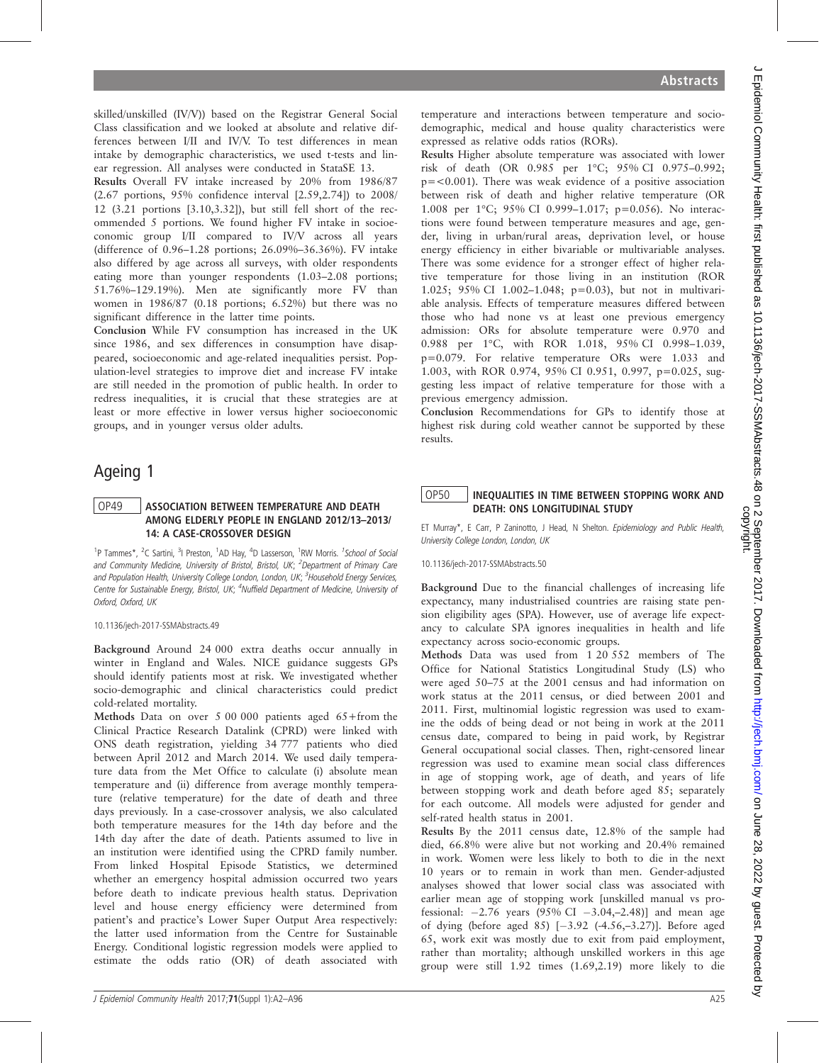skilled/unskilled (IV/V)) based on the Registrar General Social Class classification and we looked at absolute and relative differences between I/II and IV/V. To test differences in mean intake by demographic characteristics, we used t-tests and linear regression. All analyses were conducted in StataSE 13.

**Results** Overall FV intake increased by 20% from 1986/87 (2.67 portions, 95% confidence interval [2.59,2.74]) to 2008/12 (3.21 portions [3.10,3.32]), but still fell short of the recommended 5 portions. We found higher FV intake in socioeconomic group I/II compared to IV/V across all years (difference of 0.96–1.28 portions; 26.09%–36.36%). FV intake also differed by age across all surveys, with older respondents eating more than younger respondents (1.03–2.08 portions; 51.76%–129.19%). Men ate significantly more FV than women in 1986/87 (0.18 portions; 6.52%) but there was no significant difference in the latter time points.

**Conclusion** While FV consumption has increased in the UK since 1986, and sex differences in consumption have disappeared, socioeconomic and age-related inequalities persist. Population-level strategies to improve diet and increase FV intake are still needed in the promotion of public health. In order to redress inequalities, it is crucial that these strategies are at least or more effective in lower versus higher socioeconomic groups, and in younger versus older adults.

# Ageing 1

## OP49 ASSOCIATION BETWEEN TEMPERATURE AND DEATH AMONG ELDERLY PEOPLE IN ENGLAND 2012/13–2013/14: A CASE-CROSSOVER DESIGN

[1]P Tammes*, [2]C Sartini, [3]I Preston, [1]AD Hay, [4]D Lasserson, [1]RW Morris. [1]*School of Social and Community Medicine, University of Bristol, Bristol, UK;* [2]*Department of Primary Care and Population Health, University College London, London, UK;* [3]*Household Energy Services, Centre for Sustainable Energy, Bristol, UK;* [4]*Nuffield Department of Medicine, University of Oxford, Oxford, UK*

10.1136/jech-2017-SSMAbstracts.49

**Background** Around 24 000 extra deaths occur annually in winter in England and Wales. NICE guidance suggests GPs should identify patients most at risk. We investigated whether socio-demographic and clinical characteristics could predict cold-related mortality.

**Methods** Data on over 5 00 000 patients aged 65+from the Clinical Practice Research Datalink (CPRD) were linked with ONS death registration, yielding 34 777 patients who died between April 2012 and March 2014. We used daily temperature data from the Met Office to calculate (i) absolute mean temperature and (ii) difference from average monthly temperature (relative temperature) for the date of death and three days previously. In a case-crossover analysis, we also calculated both temperature measures for the 14th day before and the 14th day after the date of death. Patients assumed to live in an institution were identified using the CPRD family number. From linked Hospital Episode Statistics, we determined whether an emergency hospital admission occurred two years before death to indicate previous health status. Deprivation level and house energy efficiency were determined from patient's and practice's Lower Super Output Area respectively: the latter used information from the Centre for Sustainable Energy. Conditional logistic regression models were applied to estimate the odds ratio (OR) of death associated with temperature and interactions between temperature and sociodemographic, medical and house quality characteristics were expressed as relative odds ratios (RORs).

**Results** Higher absolute temperature was associated with lower risk of death (OR 0.985 per 1°C; 95% CI 0.975–0.992; $p=<0.001$). There was weak evidence of a positive association between risk of death and higher relative temperature (OR 1.008 per 1°C; 95% CI 0.999–1.017; $p=0.056$). No interactions were found between temperature measures and age, gender, living in urban/rural areas, deprivation level, or house energy efficiency in either bivariable or multivariable analyses. There was some evidence for a stronger effect of higher relative temperature for those living in an institution (ROR 1.025; 95% CI 1.002–1.048; $p=0.03$), but not in multivariable analysis. Effects of temperature measures differed between those who had none vs at least one previous emergency admission: ORs for absolute temperature were 0.970 and 0.988 per 1°C, with ROR 1.018, 95% CI 0.998–1.039, $p=0.079$. For relative temperature ORs were 1.033 and 1.003, with ROR 0.974, 95% CI 0.951, 0.997, $p=0.025$, suggesting less impact of relative temperature for those with a previous emergency admission.

**Conclusion** Recommendations for GPs to identify those at highest risk during cold weather cannot be supported by these results.

## OP50 INEQUALITIES IN TIME BETWEEN STOPPING WORK AND DEATH: ONS LONGITUDINAL STUDY

ET Murray*, E Carr, P Zaninotto, J Head, N Shelton. *Epidemiology and Public Health, University College London, London, UK*

10.1136/jech-2017-SSMAbstracts.50

**Background** Due to the financial challenges of increasing life expectancy, many industrialised countries are raising state pension eligibility ages (SPA). However, use of average life expectancy to calculate SPA ignores inequalities in health and life expectancy across socio-economic groups.

**Methods** Data was used from 1 20 552 members of The Office for National Statistics Longitudinal Study (LS) who were aged 50–75 at the 2001 census and had information on work status at the 2011 census, or died between 2001 and 2011. First, multinomial logistic regression was used to examine the odds of being dead or not being in work at the 2011 census date, compared to being in paid work, by Registrar General occupational social classes. Then, right-censored linear regression was used to examine mean social class differences in age of stopping work, age of death, and years of life between stopping work and death before aged 85; separately for each outcome. All models were adjusted for gender and self-rated health status in 2001.

**Results** By the 2011 census date, 12.8% of the sample had died, 66.8% were alive but not working and 20.4% remained in work. Women were less likely to both to die in the next 10 years or to remain in work than men. Gender-adjusted analyses showed that lower social class was associated with earlier mean age of stopping work [unskilled manual vs professional: −2.76 years (95% CI −3.04,−2.48)] and mean age of dying (before aged 85) [−3.92 (-4.56,–3.27)]. Before aged 65, work exit was mostly due to exit from paid employment, rather than mortality; although unskilled workers in this age group were still 1.92 times (1.69,2.19) more likely to die